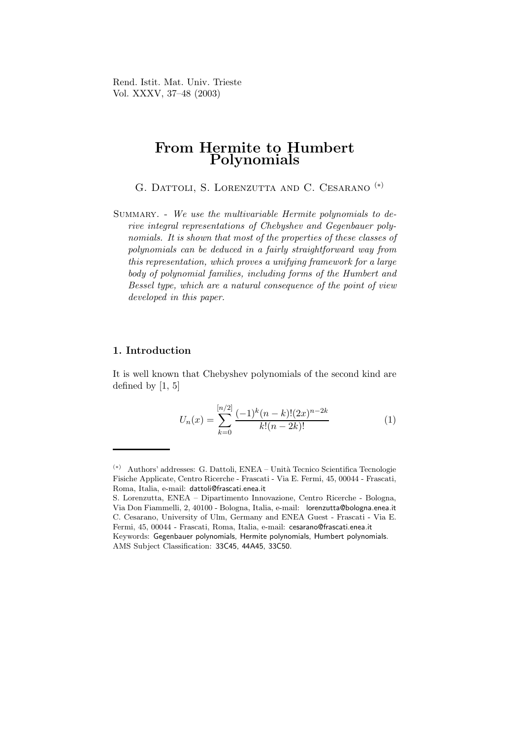# From Hermite to Humbert Polynomials

G. Dattoli, S. Lorenzutta and C. Cesarano [(*)]

Summary. - *We use the multivariable Hermite polynomials to derive integral representations of Chebyshev and Gegenbauer polynomials. It is shown that most of the properties of these classes of polynomials can be deduced in a fairly straightforward way from this representation, which proves a unifying framework for a large body of polynomial families, including forms of the Humbert and Bessel type, which are a natural consequence of the point of view developed in this paper.*

## 1. Introduction

It is well known that Chebyshev polynomials of the second kind are defined by [1, 5]

$$U_n(x) = \sum_{k=0}^{[n/2]} \frac{(-1)^k (n-k)!(2x)^{n-2k}}{k!(n-2k)!} \tag{1}$$

---

[(*)] Authors' addresses: G. Dattoli, ENEA – Unità Tecnico Scientifica Tecnologie Fisiche Applicate, Centro Ricerche - Frascati - Via E. Fermi, 45, 00044 - Frascati, Roma, Italia, e-mail: dattoli@frascati.enea.it

S. Lorenzutta, ENEA – Dipartimento Innovazione, Centro Ricerche - Bologna, Via Don Fiammelli, 2, 40100 - Bologna, Italia, e-mail: lorenzutta@bologna.enea.it

C. Cesarano, University of Ulm, Germany and ENEA Guest - Frascati - Via E. Fermi, 45, 00044 - Frascati, Roma, Italia, e-mail: cesarano@frascati.enea.it

Keywords: Gegenbauer polynomials, Hermite polynomials, Humbert polynomials.

AMS Subject Classification: 33C45, 44A45, 33C50.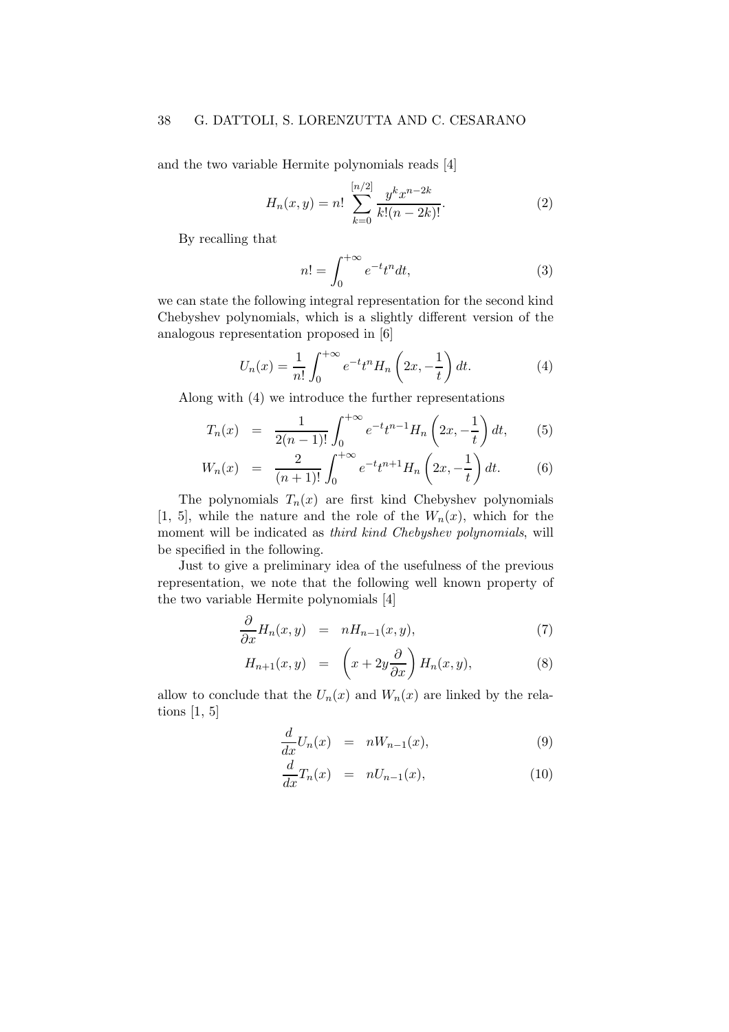and the two variable Hermite polynomials reads [4]

$$H_n(x,y) = n! \sum_{k=0}^{[n/2]} \frac{y^k x^{n-2k}}{k!(n-2k)!}. \tag{2}$$

By recalling that

$$n! = \int_0^{+\infty} e^{-t} t^n dt, \tag{3}$$

we can state the following integral representation for the second kind Chebyshev polynomials, which is a slightly different version of the analogous representation proposed in [6]

$$U_n(x) = \frac{1}{n!} \int_0^{+\infty} e^{-t} t^n H_n\left(2x, -\frac{1}{t}\right) dt. \tag{4}$$

Along with (4) we introduce the further representations

$$T_n(x) = \frac{1}{2(n-1)!} \int_0^{+\infty} e^{-t} t^{n-1} H_n\left(2x, -\frac{1}{t}\right) dt, \tag{5}$$

$$W_n(x) = \frac{2}{(n+1)!} \int_0^{+\infty} e^{-t} t^{n+1} H_n\left(2x, -\frac{1}{t}\right) dt. \tag{6}$$

The polynomials $T_n(x)$ are first kind Chebyshev polynomials [1, 5], while the nature and the role of the $W_n(x)$, which for the moment will be indicated as *third kind Chebyshev polynomials*, will be specified in the following.

Just to give a preliminary idea of the usefulness of the previous representation, we note that the following well known property of the two variable Hermite polynomials [4]

$$\frac{\partial}{\partial x} H_n(x,y) = n H_{n-1}(x,y), \tag{7}$$

$$H_{n+1}(x,y) = \left(x + 2y\frac{\partial}{\partial x}\right) H_n(x,y), \tag{8}$$

allow to conclude that the $U_n(x)$ and $W_n(x)$ are linked by the relations [1, 5]

$$\frac{d}{dx} U_n(x) = n W_{n-1}(x), \tag{9}$$

$$\frac{d}{dx} T_n(x) = n U_{n-1}(x), \tag{10}$$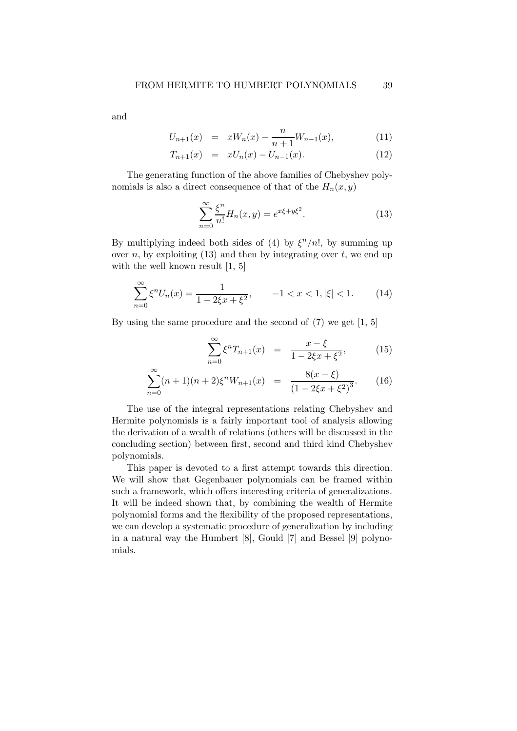and

$$
\begin{aligned}
U_{n+1}(x) &= xW_n(x) - \frac{n}{n+1}W_{n-1}(x), \qquad (11)\\
T_{n+1}(x) &= xU_n(x) - U_{n-1}(x). \qquad (12)
\end{aligned}
$$

The generating function of the above families of Chebyshev polynomials is also a direct consequence of that of the $H_n(x,y)$

$$
\sum_{n=0}^{\infty} \frac{\xi^n}{n!} H_n(x,y) = e^{x\xi + y\xi^2}. \qquad (13)
$$

By multiplying indeed both sides of (4) by $\xi^n/n!$, by summing up over $n$, by exploiting (13) and then by integrating over $t$, we end up with the well known result [1, 5]

$$
\sum_{n=0}^{\infty} \xi^n U_n(x) = \frac{1}{1 - 2\xi x + \xi^2}, \qquad -1 < x < 1, |\xi| < 1. \qquad (14)
$$

By using the same procedure and the second of (7) we get [1, 5]

$$
\begin{aligned}
\sum_{n=0}^{\infty} \xi^n T_{n+1}(x) &= \frac{x - \xi}{1 - 2\xi x + \xi^2}, \qquad (15)\\
\sum_{n=0}^{\infty} (n+1)(n+2)\xi^n W_{n+1}(x) &= \frac{8(x-\xi)}{\left(1 - 2\xi x + \xi^2\right)^3}. \qquad (16)
\end{aligned}
$$

The use of the integral representations relating Chebyshev and Hermite polynomials is a fairly important tool of analysis allowing the derivation of a wealth of relations (others will be discussed in the concluding section) between first, second and third kind Chebyshev polynomials.

This paper is devoted to a first attempt towards this direction. We will show that Gegenbauer polynomials can be framed within such a framework, which offers interesting criteria of generalizations. It will be indeed shown that, by combining the wealth of Hermite polynomial forms and the flexibility of the proposed representations, we can develop a systematic procedure of generalization by including in a natural way the Humbert [8], Gould [7] and Bessel [9] polynomials.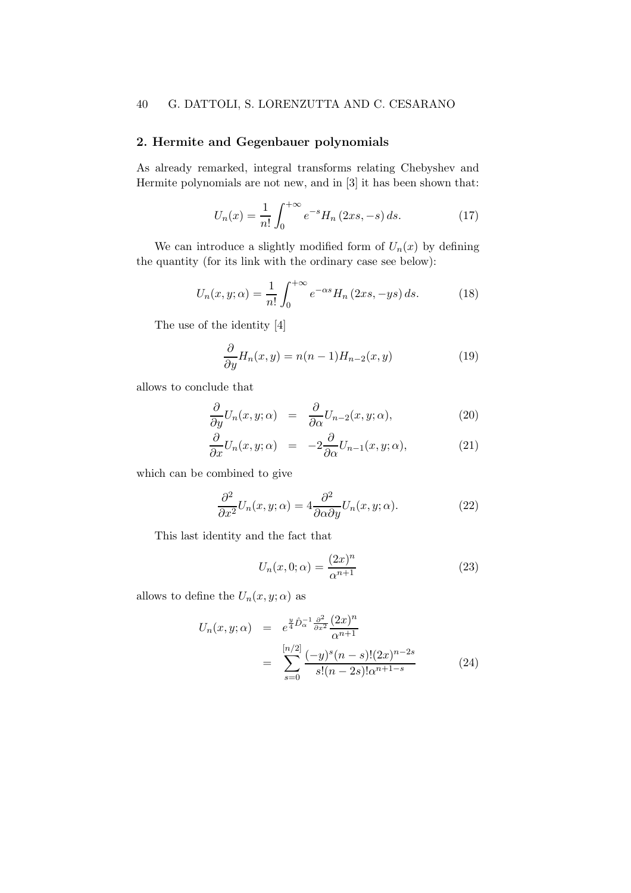## 2. Hermite and Gegenbauer polynomials

As already remarked, integral transforms relating Chebyshev and Hermite polynomials are not new, and in [3] it has been shown that:

$$U_n(x) = \frac{1}{n!}\int_0^{+\infty} e^{-s} H_n\left(2xs, -s\right) ds. \tag{17}$$

We can introduce a slightly modified form of $U_n(x)$ by defining the quantity (for its link with the ordinary case see below):

$$U_n(x, y; \alpha) = \frac{1}{n!}\int_0^{+\infty} e^{-\alpha s} H_n\left(2xs, -ys\right) ds. \tag{18}$$

The use of the identity [4]

$$\frac{\partial}{\partial y} H_n(x, y) = n(n-1) H_{n-2}(x, y) \tag{19}$$

allows to conclude that

$$\frac{\partial}{\partial y} U_n(x, y; \alpha) = \frac{\partial}{\partial \alpha} U_{n-2}(x, y; \alpha), \tag{20}$$

$$\frac{\partial}{\partial x} U_n(x, y; \alpha) = -2\frac{\partial}{\partial \alpha} U_{n-1}(x, y; \alpha), \tag{21}$$

which can be combined to give

$$\frac{\partial^2}{\partial x^2} U_n(x, y; \alpha) = 4\frac{\partial^2}{\partial \alpha \partial y} U_n(x, y; \alpha). \tag{22}$$

This last identity and the fact that

$$U_n(x, 0; \alpha) = \frac{(2x)^n}{\alpha^{n+1}} \tag{23}$$

allows to define the $U_n(x, y; \alpha)$ as

$$\begin{aligned} U_n(x, y; \alpha) &= e^{\frac{y}{4}\hat{D}_\alpha^{-1}\frac{\partial^2}{\partial x^2}} \frac{(2x)^n}{\alpha^{n+1}} \\ &= \sum_{s=0}^{[n/2]} \frac{(-y)^s (n-s)!(2x)^{n-2s}}{s!(n-2s)!\alpha^{n+1-s}} \end{aligned} \tag{24}$$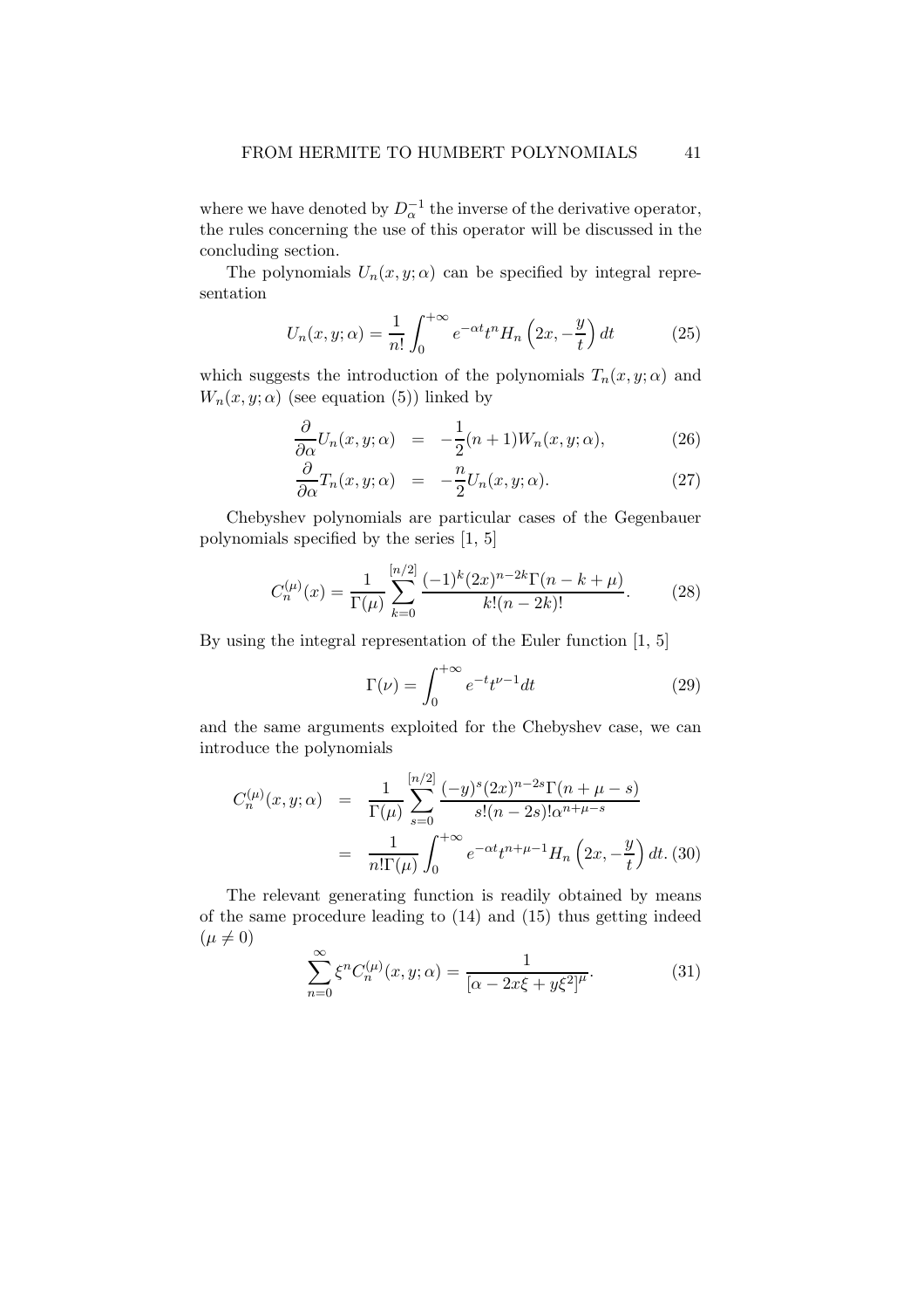where we have denoted by $D_\alpha^{-1}$ the inverse of the derivative operator, the rules concerning the use of this operator will be discussed in the concluding section.

The polynomials $U_n(x, y; \alpha)$ can be specified by integral representation

$$U_n(x, y; \alpha) = \frac{1}{n!} \int_0^{+\infty} e^{-\alpha t} t^n H_n\left(2x, -\frac{y}{t}\right) dt \tag{25}$$

which suggests the introduction of the polynomials $T_n(x, y; \alpha)$ and $W_n(x, y; \alpha)$ (see equation (5)) linked by

$$\frac{\partial}{\partial \alpha} U_n(x, y; \alpha) = -\frac{1}{2}(n+1) W_n(x, y; \alpha), \tag{26}$$

$$\frac{\partial}{\partial \alpha} T_n(x, y; \alpha) = -\frac{n}{2} U_n(x, y; \alpha). \tag{27}$$

Chebyshev polynomials are particular cases of the Gegenbauer polynomials specified by the series [1, 5]

$$C_n^{(\mu)}(x) = \frac{1}{\Gamma(\mu)} \sum_{k=0}^{[n/2]} \frac{(-1)^k (2x)^{n-2k} \Gamma(n-k+\mu)}{k!(n-2k)!}. \tag{28}$$

By using the integral representation of the Euler function [1, 5]

$$\Gamma(\nu) = \int_0^{+\infty} e^{-t} t^{\nu-1} dt \tag{29}$$

and the same arguments exploited for the Chebyshev case, we can introduce the polynomials

$$\begin{aligned} C_n^{(\mu)}(x, y; \alpha) &= \frac{1}{\Gamma(\mu)} \sum_{s=0}^{[n/2]} \frac{(-y)^s (2x)^{n-2s} \Gamma(n+\mu-s)}{s!(n-2s)! \alpha^{n+\mu-s}} \\ &= \frac{1}{n! \Gamma(\mu)} \int_0^{+\infty} e^{-\alpha t} t^{n+\mu-1} H_n\left(2x, -\frac{y}{t}\right) dt. \end{aligned} \tag{30}$$

The relevant generating function is readily obtained by means of the same procedure leading to (14) and (15) thus getting indeed ($\mu \neq 0$)

$$\sum_{n=0}^{\infty} \xi^n C_n^{(\mu)}(x, y; \alpha) = \frac{1}{[\alpha - 2x\xi + y\xi^2]^\mu}. \tag{31}$$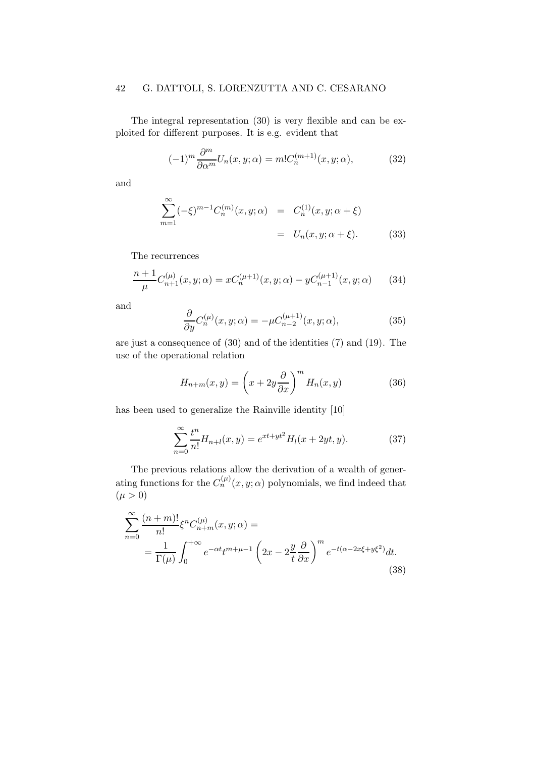The integral representation (30) is very flexible and can be exploited for different purposes. It is e.g. evident that

$$(-1)^m \frac{\partial^m}{\partial \alpha^m} U_n(x, y; \alpha) = m! C_n^{(m+1)}(x, y; \alpha), \tag{32}$$

and

$$\begin{aligned} \sum_{m=1}^{\infty} (-\xi)^{m-1} C_n^{(m)}(x, y; \alpha) &= C_n^{(1)}(x, y; \alpha + \xi) \\ &= U_n(x, y; \alpha + \xi). \end{aligned} \tag{33}$$

The recurrences

$$\frac{n+1}{\mu} C_{n+1}^{(\mu)}(x, y; \alpha) = x C_n^{(\mu+1)}(x, y; \alpha) - y C_{n-1}^{(\mu+1)}(x, y; \alpha) \tag{34}$$

and

$$\frac{\partial}{\partial y} C_n^{(\mu)}(x, y; \alpha) = -\mu C_{n-2}^{(\mu+1)}(x, y; \alpha), \tag{35}$$

are just a consequence of (30) and of the identities (7) and (19). The use of the operational relation

$$H_{n+m}(x, y) = \left( x + 2y \frac{\partial}{\partial x} \right)^m H_n(x, y) \tag{36}$$

has been used to generalize the Rainville identity [10]

$$\sum_{n=0}^{\infty} \frac{t^n}{n!} H_{n+l}(x, y) = e^{xt + yt^2} H_l(x + 2yt, y). \tag{37}$$

The previous relations allow the derivation of a wealth of generating functions for the $C_n^{(\mu)}(x, y; \alpha)$ polynomials, we find indeed that ($\mu > 0$)

$$\begin{aligned} &\sum_{n=0}^{\infty} \frac{(n+m)!}{n!} \xi^n C_{n+m}^{(\mu)}(x, y; \alpha) = \\ &\quad = \frac{1}{\Gamma(\mu)} \int_0^{+\infty} e^{-\alpha t} t^{m+\mu-1} \left( 2x - 2\frac{y}{t} \frac{\partial}{\partial x} \right)^m e^{-t(\alpha - 2x\xi + y\xi^2)} dt. \end{aligned} \tag{38}$$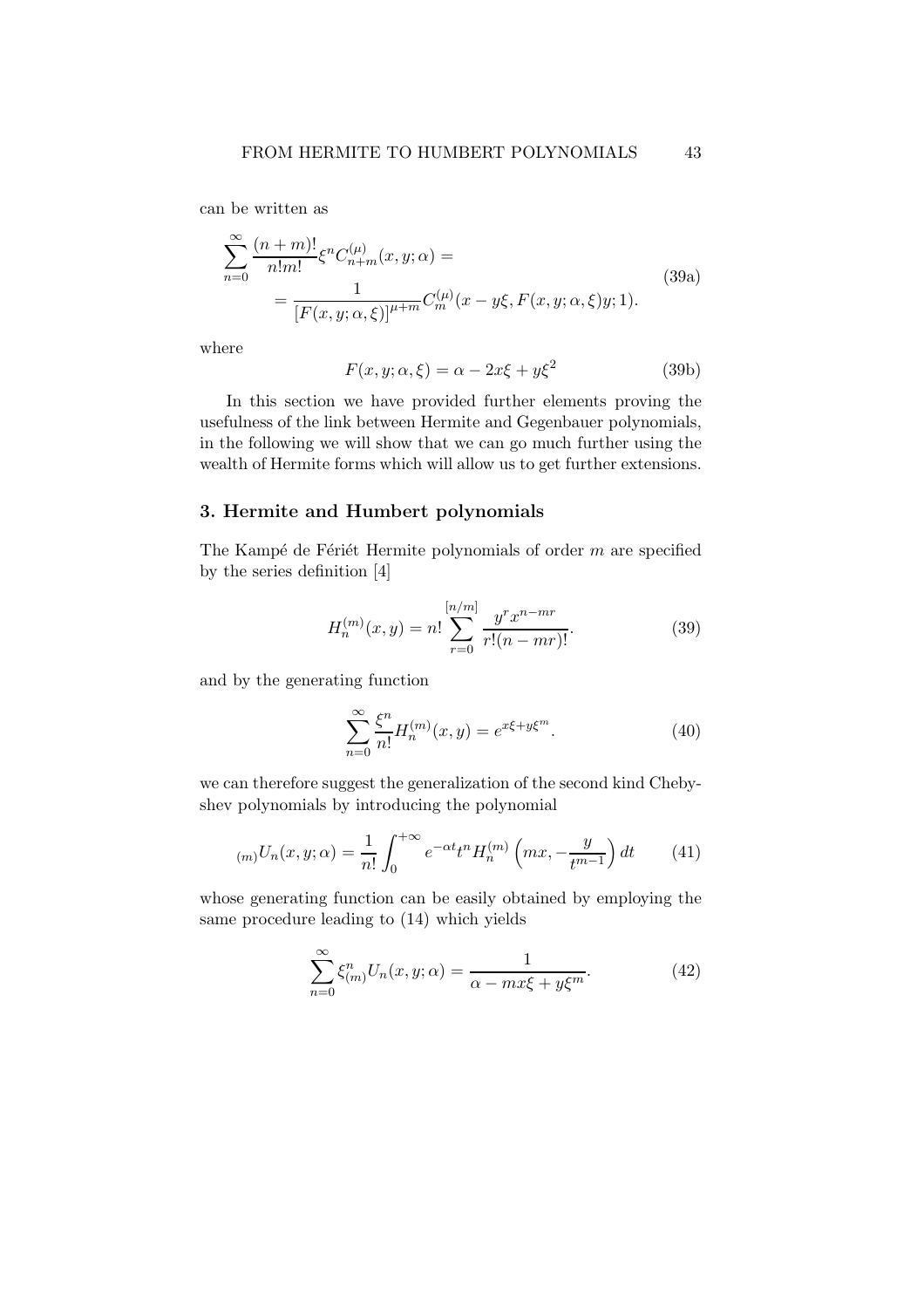can be written as

$$
\begin{aligned}
\sum_{n=0}^{\infty} \frac{(n+m)!}{n!m!} \xi^n C_{n+m}^{(\mu)}(x,y;\alpha) = \\
= \frac{1}{[F(x,y;\alpha,\xi)]^{\mu+m}} C_m^{(\mu)}(x-y\xi, F(x,y;\alpha,\xi)y;1).
\end{aligned}
\tag{39a}
$$

where

$$
F(x,y;\alpha,\xi) = \alpha - 2x\xi + y\xi^2 \tag{39b}
$$

In this section we have provided further elements proving the usefulness of the link between Hermite and Gegenbauer polynomials, in the following we will show that we can go much further using the wealth of Hermite forms which will allow us to get further extensions.

## 3. Hermite and Humbert polynomials

The Kampé de Fériét Hermite polynomials of order $m$ are specified by the series definition [4]

$$
H_n^{(m)}(x,y) = n! \sum_{r=0}^{[n/m]} \frac{y^r x^{n-mr}}{r!(n-mr)!}. \tag{39}
$$

and by the generating function

$$
\sum_{n=0}^{\infty} \frac{\xi^n}{n!} H_n^{(m)}(x,y) = e^{x\xi + y\xi^m}. \tag{40}
$$

we can therefore suggest the generalization of the second kind Chebyshev polynomials by introducing the polynomial

$$
{}_{(m)}U_n(x,y;\alpha) = \frac{1}{n!} \int_0^{+\infty} e^{-\alpha t} t^n H_n^{(m)}\left(mx, -\frac{y}{t^{m-1}}\right) dt \tag{41}
$$

whose generating function can be easily obtained by employing the same procedure leading to (14) which yields

$$
\sum_{n=0}^{\infty} \xi^n_{(m)} U_n(x,y;\alpha) = \frac{1}{\alpha - mx\xi + y\xi^m}. \tag{42}
$$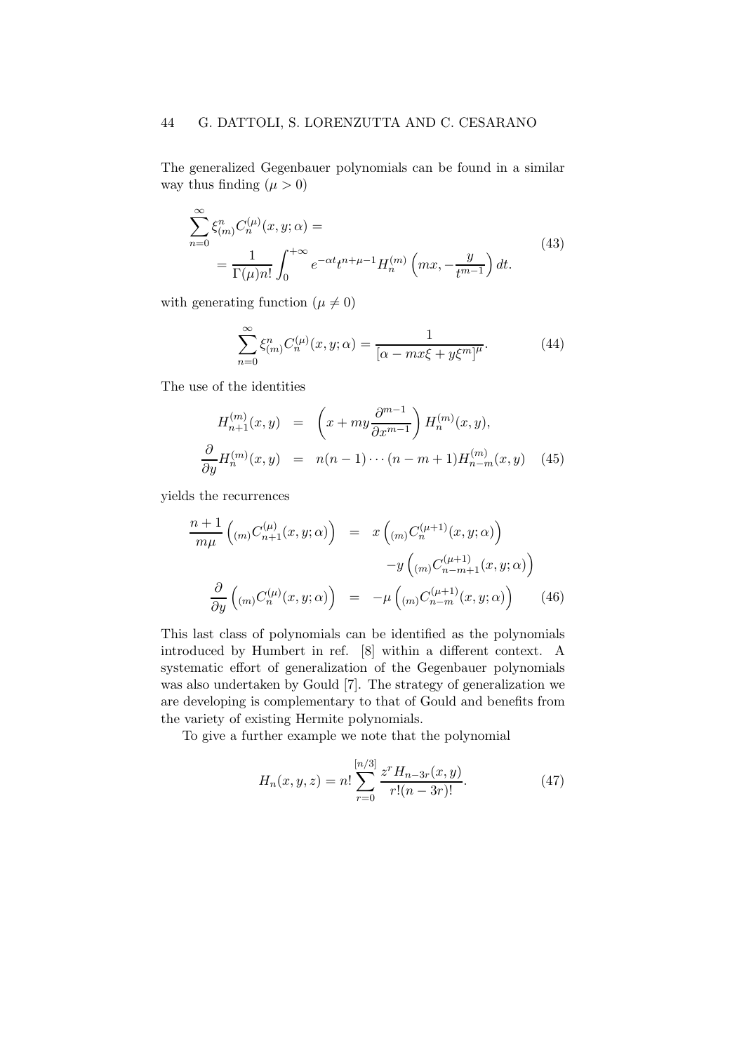The generalized Gegenbauer polynomials can be found in a similar way thus finding ($\mu > 0$)

$$
\begin{aligned}
&\sum_{n=0}^{\infty} \xi_{(m)}^{n} C_n^{(\mu)}(x,y;\alpha) = \\
&\quad = \frac{1}{\Gamma(\mu) n!} \int_0^{+\infty} e^{-\alpha t} t^{n+\mu-1} H_n^{(m)}\left(mx, -\frac{y}{t^{m-1}}\right) dt.
\end{aligned}
\tag{43}
$$

with generating function ($\mu \neq 0$)

$$
\sum_{n=0}^{\infty} \xi_{(m)}^{n} C_n^{(\mu)}(x,y;\alpha) = \frac{1}{[\alpha - mx\xi + y\xi^m]^{\mu}}. \tag{44}
$$

The use of the identities

$$
\begin{aligned}
H_{n+1}^{(m)}(x,y) &= \left(x + my \frac{\partial^{m-1}}{\partial x^{m-1}}\right) H_n^{(m)}(x,y), \\
\frac{\partial}{\partial y} H_n^{(m)}(x,y) &= n(n-1)\cdots(n-m+1) H_{n-m}^{(m)}(x,y)
\end{aligned}
\tag{45}
$$

yields the recurrences

$$
\begin{aligned}
\frac{n+1}{m\mu}\left({}_{(m)}C_{n+1}^{(\mu)}(x,y;\alpha)\right) &= x\left({}_{(m)}C_{n}^{(\mu+1)}(x,y;\alpha)\right) \\
&\quad - y\left({}_{(m)}C_{n-m+1}^{(\mu+1)}(x,y;\alpha)\right) \\
\frac{\partial}{\partial y}\left({}_{(m)}C_{n}^{(\mu)}(x,y;\alpha)\right) &= -\mu\left({}_{(m)}C_{n-m}^{(\mu+1)}(x,y;\alpha)\right)
\end{aligned}
\tag{46}
$$

This last class of polynomials can be identified as the polynomials introduced by Humbert in ref. [8] within a different context. A systematic effort of generalization of the Gegenbauer polynomials was also undertaken by Gould [7]. The strategy of generalization we are developing is complementary to that of Gould and benefits from the variety of existing Hermite polynomials.

To give a further example we note that the polynomial

$$
H_n(x,y,z) = n! \sum_{r=0}^{[n/3]} \frac{z^r H_{n-3r}(x,y)}{r!(n-3r)!}. \tag{47}
$$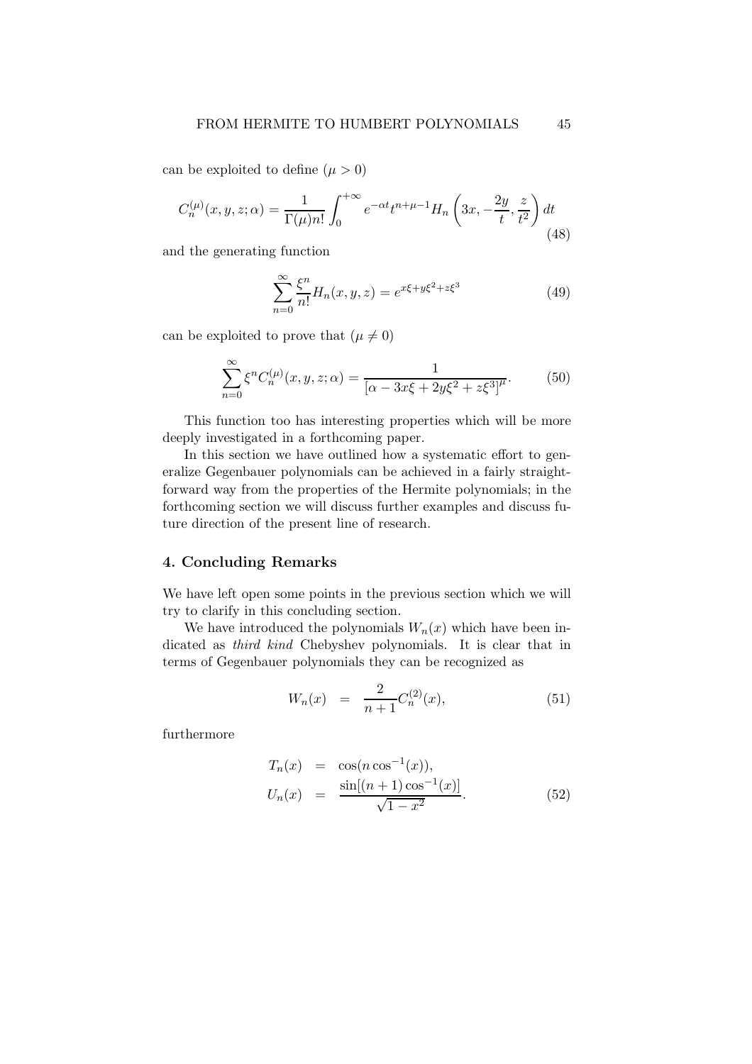can be exploited to define ($\mu > 0$)

$$C_n^{(\mu)}(x, y, z; \alpha) = \frac{1}{\Gamma(\mu) n!} \int_0^{+\infty} e^{-\alpha t} t^{n+\mu-1} H_n\left(3x, -\frac{2y}{t}, \frac{z}{t^2}\right) dt \tag{48}$$

and the generating function

$$\sum_{n=0}^{\infty} \frac{\xi^n}{n!} H_n(x, y, z) = e^{x\xi + y\xi^2 + z\xi^3} \tag{49}$$

can be exploited to prove that ($\mu \neq 0$)

$$\sum_{n=0}^{\infty} \xi^n C_n^{(\mu)}(x, y, z; \alpha) = \frac{1}{[\alpha - 3x\xi + 2y\xi^2 + z\xi^3]^{\mu}}. \tag{50}$$

This function too has interesting properties which will be more deeply investigated in a forthcoming paper.

In this section we have outlined how a systematic effort to generalize Gegenbauer polynomials can be achieved in a fairly straightforward way from the properties of the Hermite polynomials; in the forthcoming section we will discuss further examples and discuss future direction of the present line of research.

## 4. Concluding Remarks

We have left open some points in the previous section which we will try to clarify in this concluding section.

We have introduced the polynomials $W_n(x)$ which have been indicated as *third kind* Chebyshev polynomials. It is clear that in terms of Gegenbauer polynomials they can be recognized as

$$W_n(x) = \frac{2}{n+1} C_n^{(2)}(x), \tag{51}$$

furthermore

$$\begin{aligned} T_n(x) &= \cos(n \cos^{-1}(x)), \\ U_n(x) &= \frac{\sin[(n+1)\cos^{-1}(x)]}{\sqrt{1-x^2}}. \end{aligned} \tag{52}$$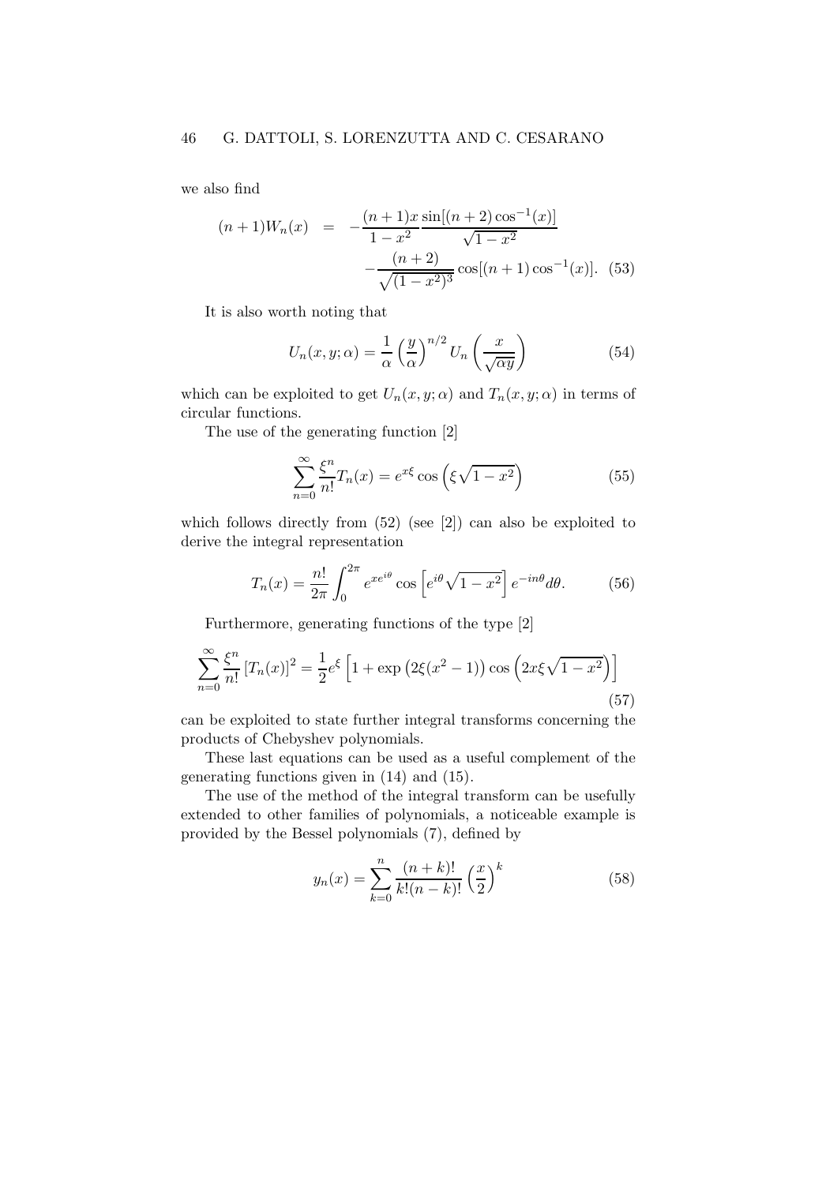we also find

$$
\begin{aligned}
(n+1)W_n(x) &= -\frac{(n+1)x}{1-x^2}\frac{\sin[(n+2)\cos^{-1}(x)]}{\sqrt{1-x^2}} \\
&\quad -\frac{(n+2)}{\sqrt{(1-x^2)^3}}\cos[(n+1)\cos^{-1}(x)]. \quad (53)
\end{aligned}
$$

It is also worth noting that

$$
U_n(x, y; \alpha) = \frac{1}{\alpha}\left(\frac{y}{\alpha}\right)^{n/2} U_n\left(\frac{x}{\sqrt{\alpha y}}\right) \tag{54}
$$

which can be exploited to get $U_n(x, y; \alpha)$ and $T_n(x, y; \alpha)$ in terms of circular functions.

The use of the generating function [2]

$$
\sum_{n=0}^{\infty} \frac{\xi^n}{n!} T_n(x) = e^{x\xi} \cos\left(\xi\sqrt{1-x^2}\right) \tag{55}
$$

which follows directly from (52) (see [2]) can also be exploited to derive the integral representation

$$
T_n(x) = \frac{n!}{2\pi}\int_0^{2\pi} e^{xe^{i\theta}} \cos\left[e^{i\theta}\sqrt{1-x^2}\right] e^{-in\theta} d\theta. \tag{56}
$$

Furthermore, generating functions of the type [2]

$$
\sum_{n=0}^{\infty} \frac{\xi^n}{n!} \left[T_n(x)\right]^2 = \frac{1}{2} e^{\xi}\left[1 + \exp\left(2\xi(x^2-1)\right)\cos\left(2x\xi\sqrt{1-x^2}\right)\right] \tag{57}
$$

can be exploited to state further integral transforms concerning the products of Chebyshev polynomials.

These last equations can be used as a useful complement of the generating functions given in (14) and (15).

The use of the method of the integral transform can be usefully extended to other families of polynomials, a noticeable example is provided by the Bessel polynomials (7), defined by

$$
y_n(x) = \sum_{k=0}^{n} \frac{(n+k)!}{k!(n-k)!}\left(\frac{x}{2}\right)^k \tag{58}
$$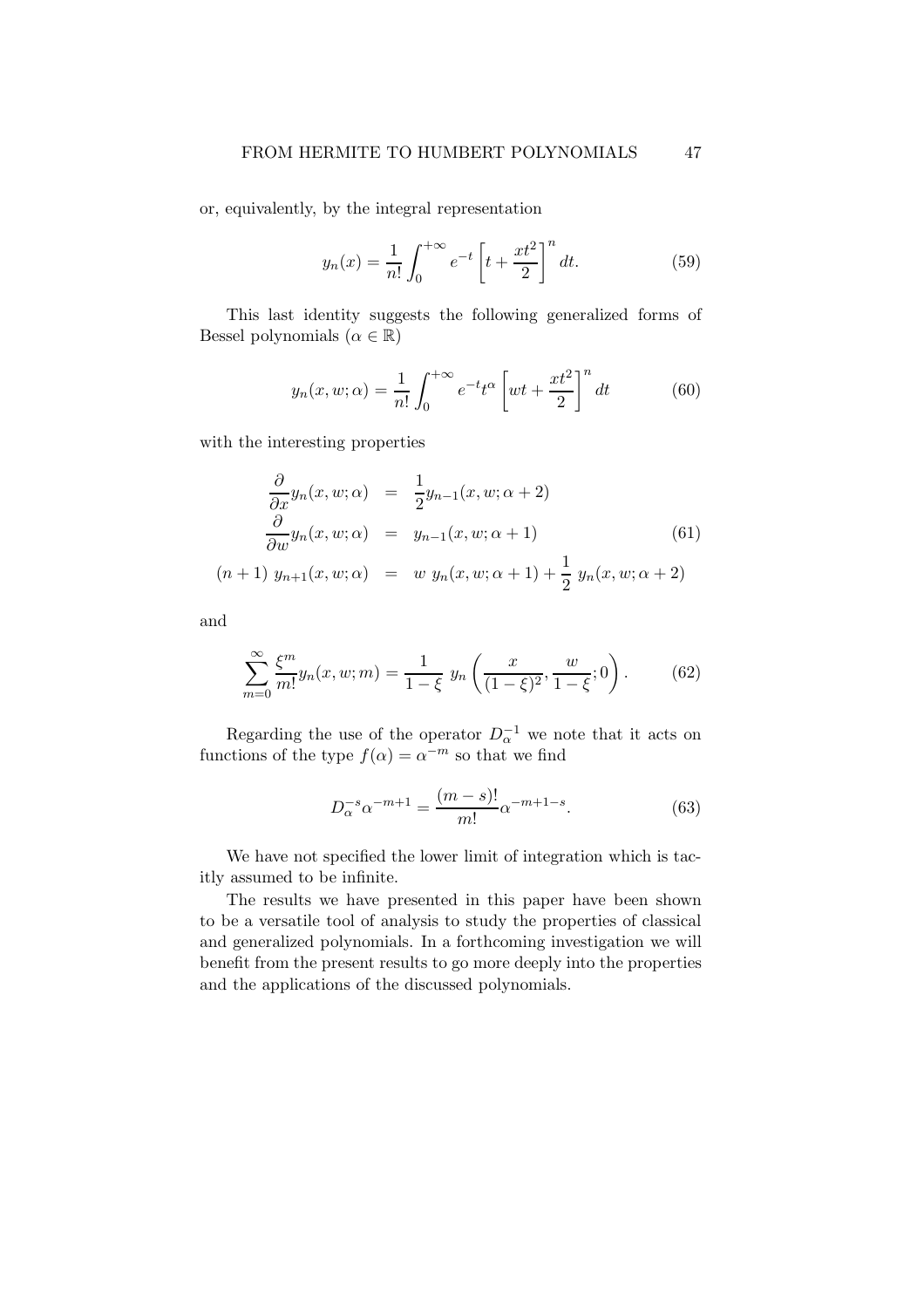or, equivalently, by the integral representation

$$y_n(x) = \frac{1}{n!} \int_0^{+\infty} e^{-t} \left[ t + \frac{xt^2}{2} \right]^n dt. \tag{59}$$

This last identity suggests the following generalized forms of Bessel polynomials ($\alpha \in \mathbb{R}$)

$$y_n(x, w; \alpha) = \frac{1}{n!} \int_0^{+\infty} e^{-t} t^{\alpha} \left[ wt + \frac{xt^2}{2} \right]^n dt \tag{60}$$

with the interesting properties

$$\begin{aligned}
\frac{\partial}{\partial x} y_n(x, w; \alpha) &= \frac{1}{2} y_{n-1}(x, w; \alpha + 2) \\
\frac{\partial}{\partial w} y_n(x, w; \alpha) &= y_{n-1}(x, w; \alpha + 1) \\
(n+1)\ y_{n+1}(x, w; \alpha) &= w\ y_n(x, w; \alpha + 1) + \frac{1}{2}\ y_n(x, w; \alpha + 2)
\end{aligned} \tag{61}$$

and

$$\sum_{m=0}^{\infty} \frac{\xi^m}{m!} y_n(x, w; m) = \frac{1}{1 - \xi}\ y_n \left( \frac{x}{(1 - \xi)^2}, \frac{w}{1 - \xi}; 0 \right). \tag{62}$$

Regarding the use of the operator $D_{\alpha}^{-1}$ we note that it acts on functions of the type $f(\alpha) = \alpha^{-m}$ so that we find

$$D_{\alpha}^{-s} \alpha^{-m+1} = \frac{(m-s)!}{m!} \alpha^{-m+1-s}. \tag{63}$$

We have not specified the lower limit of integration which is tacitly assumed to be infinite.

The results we have presented in this paper have been shown to be a versatile tool of analysis to study the properties of classical and generalized polynomials. In a forthcoming investigation we will benefit from the present results to go more deeply into the properties and the applications of the discussed polynomials.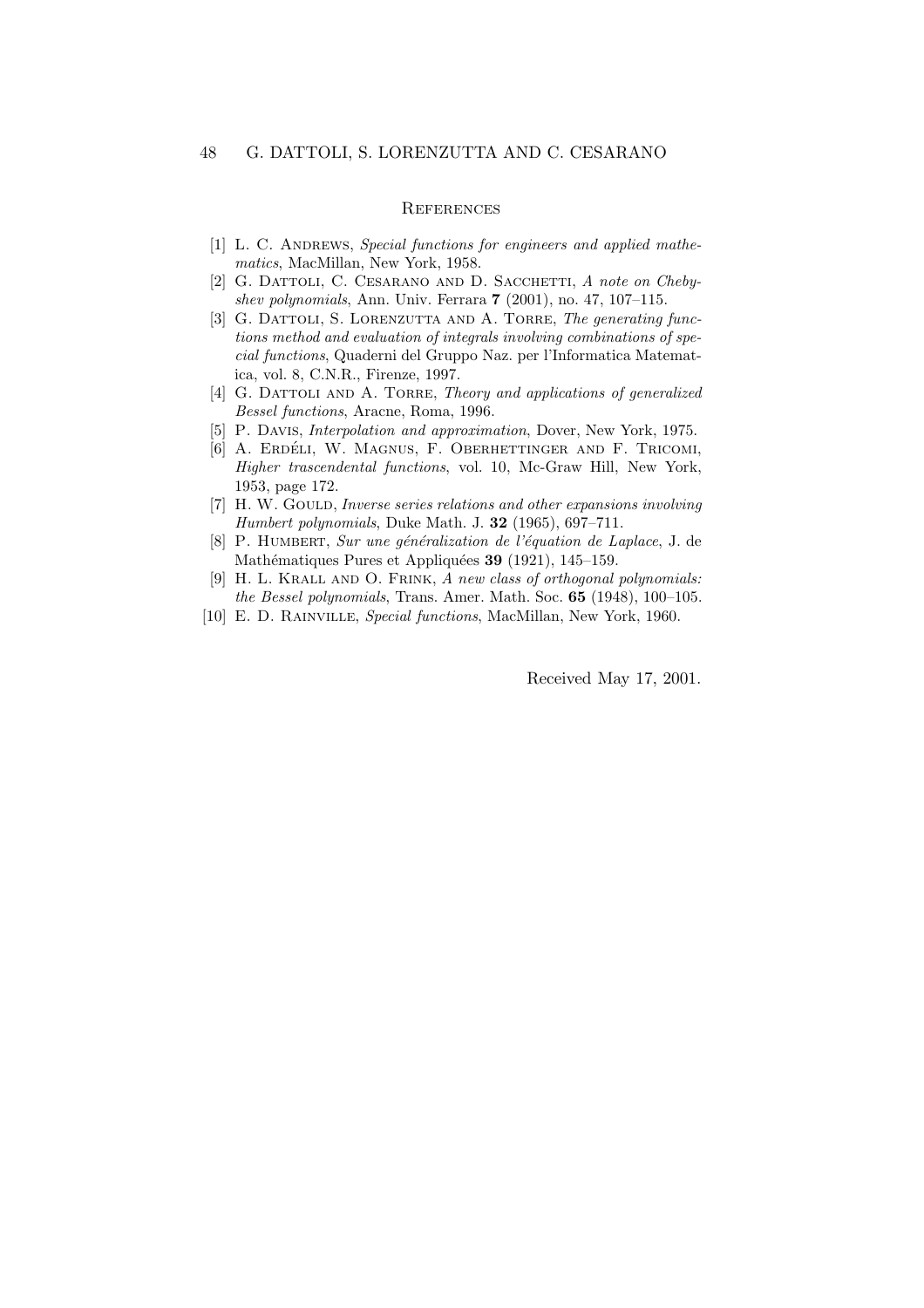## References

[1] L. C. Andrews, *Special functions for engineers and applied mathematics*, MacMillan, New York, 1958.

[2] G. Dattoli, C. Cesarano and D. Sacchetti, *A note on Chebyshev polynomials*, Ann. Univ. Ferrara **7** (2001), no. 47, 107–115.

[3] G. Dattoli, S. Lorenzutta and A. Torre, *The generating functions method and evaluation of integrals involving combinations of special functions*, Quaderni del Gruppo Naz. per l'Informatica Matematica, vol. 8, C.N.R., Firenze, 1997.

[4] G. Dattoli and A. Torre, *Theory and applications of generalized Bessel functions*, Aracne, Roma, 1996.

[5] P. Davis, *Interpolation and approximation*, Dover, New York, 1975.

[6] A. Erdéli, W. Magnus, F. Oberhettinger and F. Tricomi, *Higher trascendental functions*, vol. 10, Mc-Graw Hill, New York, 1953, page 172.

[7] H. W. Gould, *Inverse series relations and other expansions involving Humbert polynomials*, Duke Math. J. **32** (1965), 697–711.

[8] P. Humbert, *Sur une généralization de l'équation de Laplace*, J. de Mathématiques Pures et Appliquées **39** (1921), 145–159.

[9] H. L. Krall and O. Frink, *A new class of orthogonal polynomials: the Bessel polynomials*, Trans. Amer. Math. Soc. **65** (1948), 100–105.

[10] E. D. Rainville, *Special functions*, MacMillan, New York, 1960.

Received May 17, 2001.